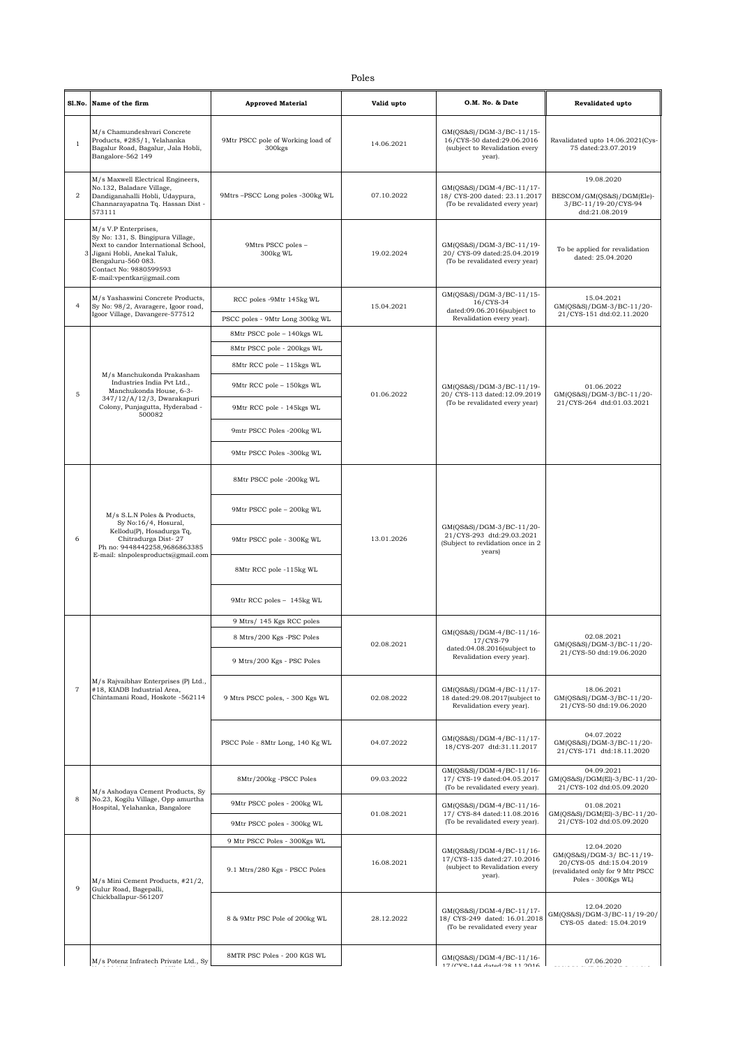# Poles

| Sl.No. | Name of the firm | Approved Material | Valid upto | O.M. No. & Date | Revalidated upto |
|---|---|---|---|---|---|
| 1 | M/s Chamundeshvari Concrete Products, #285/1, Yelahanka Bagalur Road, Bagalur, Jala Hobli, Bangalore-562 149 | 9Mtr PSCC pole of Working load of 300kgs | 14.06.2021 | GM(QS&S)/DGM-3/BC-11/15-16/CYS-50 dated:29.06.2016 (subject to Revalidation every year). | Ravalidated upto 14.06.2021(Cys-75 dated:23.07.2019 |
| 2 | M/s Maxwell Electrical Engineers, No.132, Baladare Village, Dandiganahalli Hobli, Udaypura, Channarayapatna Tq. Hassan Dist - 573111 | 9Mtrs –PSCC Long poles -300kg WL | 07.10.2022 | GM(QS&S)/DGM-4/BC-11/17-18/ CYS-200 dated: 23.11.2017 (To be revalidated every year) | 19.08.2020 BESCOM/GM(QS&S)/DGM(Ele)-3/BC-11/19-20/CYS-94 dtd:21.08.2019 |
| 3 | M/s V.P Enterprises, Sy No: 131, S. Bingipura Village, Next to candor International School, Jigani Hobli, Anekal Taluk, Bengaluru-560 083. Contact No: 9880599593 E-mail:vpentkar@gmail.com | 9Mtrs PSCC poles – 300kg WL | 19.02.2024 | GM(QS&S)/DGM-3/BC-11/19-20/ CYS-09 dated:25.04.2019 (To be revalidated every year) | To be applied for revalidation dated: 25.04.2020 |
| 4 | M/s Yashaswini Concrete Products, Sy No: 98/2, Avaragere, Igoor road, Igoor Village, Davangere-577512 | RCC poles -9Mtr 145kg WL | 15.04.2021 | GM(QS&S)/DGM-3/BC-11/15-16/CYS-34 dated:09.06.2016(subject to Revalidation every year). | 15.04.2021 GM(QS&S)/DGM-3/BC-11/20-21/CYS-151 dtd:02.11.2020 |
| | | PSCC poles - 9Mtr Long 300kg WL | | | |
| 5 | M/s Manchukonda Prakasham Industries India Pvt Ltd., Manchukonda House, 6-3-347/12/A/12/3, Dwarakapuri Colony, Punjagutta, Hyderabad - 500082 | 8Mtr PSCC pole – 140kgs WL | 01.06.2022 | GM(QS&S)/DGM-3/BC-11/19-20/ CYS-113 dated:12.09.2019 (To be revalidated every year) | 01.06.2022 GM(QS&S)/DGM-3/BC-11/20-21/CYS-264 dtd:01.03.2021 |
| | | 8Mtr PSCC pole - 200kgs WL | | | |
| | | 8Mtr RCC pole – 115kgs WL | | | |
| | | 9Mtr RCC pole – 150kgs WL | | | |
| | | 9Mtr RCC pole - 145kgs WL | | | |
| | | 9mtr PSCC Poles -200kg WL | | | |
| | | 9Mtr PSCC Poles -300kg WL | | | |
| 6 | M/s S.L.N Poles & Products, Sy No:16/4, Hosural, Kellodu(P), Hosadurga Tq, Chitradurga Dist- 27 Ph no: 9448442258,9686863385 E-mail: slnpolesproducts@gmail.com | 8Mtr PSCC pole -200kg WL | 13.01.2026 | GM(QS&S)/DGM-3/BC-11/20-21/CYS-293 dtd:29.03.2021 (Subject to revlidation once in 2 years) | |
| | | 9Mtr PSCC pole – 200kg WL | | | |
| | | 9Mtr PSCC pole - 300Kg WL | | | |
| | | 8Mtr RCC pole -115kg WL | | | |
| | | 9Mtr RCC poles – 145kg WL | | | |
| 7 | M/s Rajvaibhav Enterprises (P) Ltd., #18, KIADB Industrial Area, Chintamani Road, Hoskote -562114 | 9 Mtrs/ 145 Kgs RCC poles | 02.08.2021 | GM(QS&S)/DGM-4/BC-11/16-17/CYS-79 dated:04.08.2016(subject to Revalidation every year). | 02.08.2021 GM(QS&S)/DGM-3/BC-11/20-21/CYS-50 dtd:19.06.2020 |
| | | 8 Mtrs/200 Kgs -PSC Poles | | | |
| | | 9 Mtrs/200 Kgs - PSC Poles | | | |
| | | 9 Mtrs PSCC poles, - 300 Kgs WL | 02.08.2022 | GM(QS&S)/DGM-4/BC-11/17-18 dated:29.08.2017(subject to Revalidation every year). | 18.06.2021 GM(QS&S)/DGM-3/BC-11/20-21/CYS-50 dtd:19.06.2020 |
| | | PSCC Pole - 8Mtr Long, 140 Kg WL | 04.07.2022 | GM(QS&S)/DGM-4/BC-11/17-18/CYS-207 dtd:31.11.2017 | 04.07.2022 GM(QS&S)/DGM-3/BC-11/20-21/CYS-171 dtd:18.11.2020 |
| 8 | M/s Ashodaya Cement Products, Sy No.23, Kogilu Village, Opp amurtha Hospital, Yelahanka, Bangalore | 8Mtr/200kg -PSCC Poles | 09.03.2022 | GM(QS&S)/DGM-4/BC-11/16-17/ CYS-19 dated:04.05.2017 (To be revalidated every year). | 04.09.2021 GM(QS&S)/DGM(El)-3/BC-11/20-21/CYS-102 dtd:05.09.2020 |
| | | 9Mtr PSCC poles - 200kg WL | 01.08.2021 | GM(QS&S)/DGM-4/BC-11/16-17/ CYS-84 dated:11.08.2016 (To be revalidated every year). | 01.08.2021 GM(QS&S)/DGM(El)-3/BC-11/20-21/CYS-102 dtd:05.09.2020 |
| | | 9Mtr PSCC poles - 300kg WL | | | |
| 9 | M/s Mini Cement Products, #21/2, Gulur Road, Bagepalli, Chickballapur-561207 | 9 Mtr PSCC Poles - 300Kgs WL | 16.08.2021 | GM(QS&S)/DGM-4/BC-11/16-17/CYS-135 dated:27.10.2016 (subject to Revalidation every year). | 12.04.2020 GM(QS&S)/DGM-3/ BC-11/19-20/CYS-05 dtd:15.04.2019 (revalidated only for 9 Mtr PSCC Poles - 300Kgs WL) |
| | | 9.1 Mtrs/280 Kgs - PSCC Poles | | | |
| | | 8 & 9Mtr PSC Pole of 200kg WL | 28.12.2022 | GM(QS&S)/DGM-4/BC-11/17-18/ CYS-249 dated: 16.01.2018 (To be revalidated every year | 12.04.2020 GM(QS&S)/DGM-3/BC-11/19-20/ CYS-05 dated: 15.04.2019 |
| | M/s Potenz Infratech Private Ltd., Sy | 8MTR PSC Poles - 200 KGS WL | | GM(QS&S)/DGM-4/BC-11/16-17/CYS-144 dated:28.11.2016 | 07.06.2020 |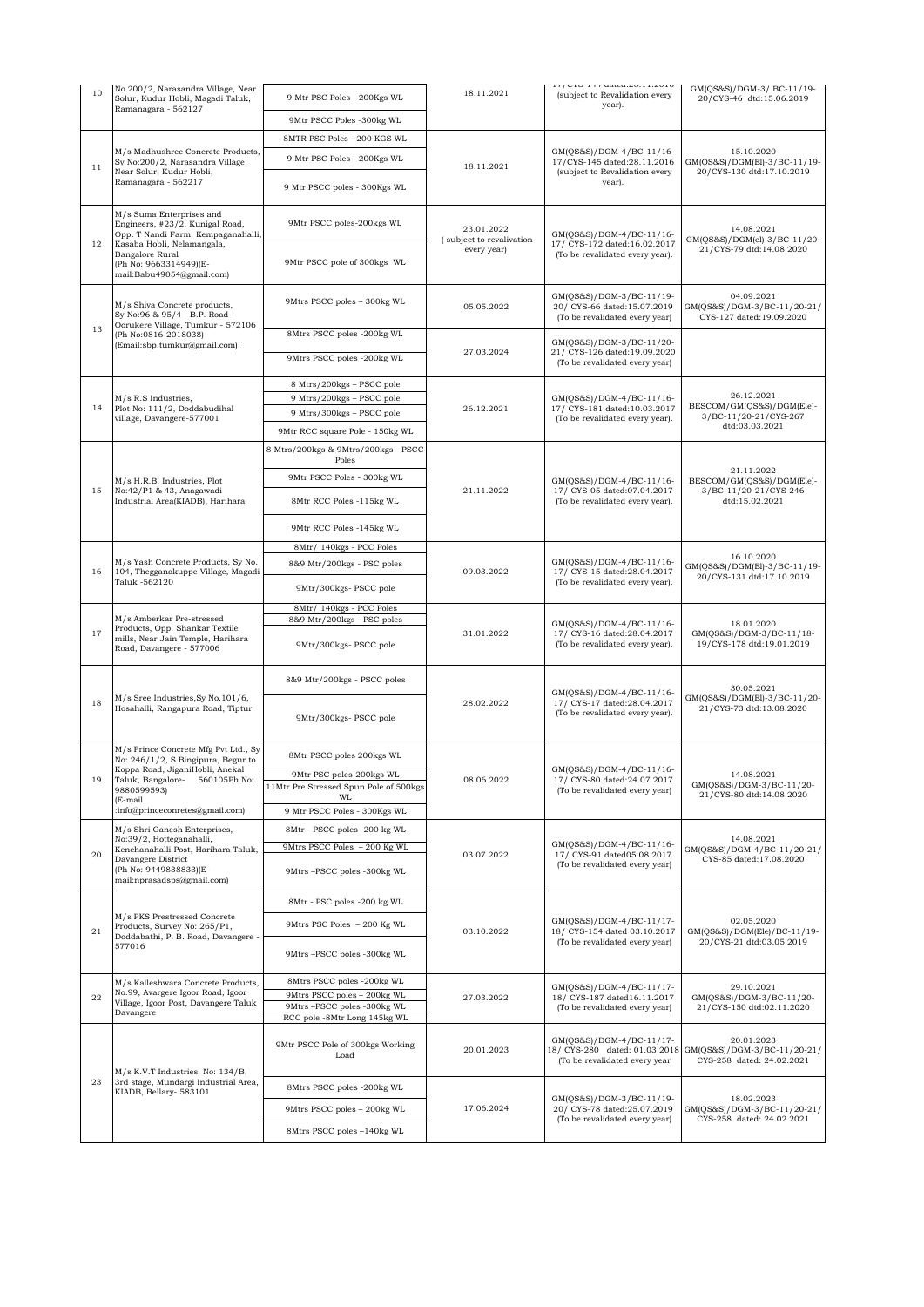| | | | | | |
|---|---|---|---|---|---|
| 10 | No.200/2, Narasandra Village, Near Solur, Kudur Hobli, Magadi Taluk, Ramanagara - 562127 | 9 Mtr PSC Poles - 200Kgs WL<br>9Mtr PSCC Poles -300kg WL | 18.11.2021 | 17/CYS-144 dated:28.11.2016 (subject to Revalidation every year). | GM(QS&S)/DGM-3/ BC-11/19-20/CYS-46 dtd:15.06.2019 |
| 11 | M/s Madhushree Concrete Products, Sy No:200/2, Narasandra Village, Near Solur, Kudur Hobli, Ramanagara - 562217 | 8MTR PSC Poles - 200 KGS WL<br>9 Mtr PSC Poles - 200Kgs WL<br>9 Mtr PSCC poles - 300Kgs WL | 18.11.2021 | GM(QS&S)/DGM-4/BC-11/16-17/CYS-145 dated:28.11.2016 (subject to Revalidation every year). | 15.10.2020 GM(QS&S)/DGM(El)-3/BC-11/19-20/CYS-130 dtd:17.10.2019 |
| 12 | M/s Suma Enterprises and Engineers, #23/2, Kunigal Road, Opp. T Nandi Farm, Kempaganahalli, Kasaba Hobli, Nelamangala, Bangalore Rural (Ph No: 9663314949)(E-mail:Babu49054@gmail.com) | 9Mtr PSCC poles-200kgs WL<br>9Mtr PSCC pole of 300kgs WL | 23.01.2022 ( subject to revalivation every year) | GM(QS&S)/DGM-4/BC-11/16-17/ CYS-172 dated:16.02.2017 (To be revalidated every year). | 14.08.2021 GM(QS&S)/DGM(el)-3/BC-11/20-21/CYS-79 dtd:14.08.2020 |
| 13 | M/s Shiva Concrete products, Sy No:96 & 95/4 - B.P. Road - Oorukere Village, Tumkur - 572106 (Ph No:0816-2018038) (Email:sbp.tumkur@gmail.com). | 9Mtrs PSCC poles – 300kg WL | 05.05.2022 | GM(QS&S)/DGM-3/BC-11/19-20/ CYS-66 dated:15.07.2019 (To be revalidated every year) | 04.09.2021 GM(QS&S)/DGM-3/BC-11/20-21/ CYS-127 dated:19.09.2020 |
| | | 8Mtrs PSCC poles -200kg WL<br>9Mtrs PSCC poles -200kg WL | 27.03.2024 | GM(QS&S)/DGM-3/BC-11/20-21/ CYS-126 dated:19.09.2020 (To be revalidated every year) | |
| 14 | M/s R.S Industries, Plot No: 111/2, Doddabudihal village, Davangere-577001 | 8 Mtrs/200kgs – PSCC pole<br>9 Mtrs/200kgs – PSCC pole<br>9 Mtrs/300kgs – PSCC pole<br>9Mtr RCC square Pole - 150kg WL | 26.12.2021 | GM(QS&S)/DGM-4/BC-11/16-17/ CYS-181 dated:10.03.2017 (To be revalidated every year). | 26.12.2021 BESCOM/GM(QS&S)/DGM(Ele)-3/BC-11/20-21/CYS-267 dtd:03.03.2021 |
| 15 | M/s H.R.B. Industries, Plot No:42/P1 & 43, Anagawadi Industrial Area(KIADB), Harihara | 8 Mtrs/200kgs & 9Mtrs/200kgs - PSCC Poles<br>9Mtr PSCC Poles - 300kg WL<br>8Mtr RCC Poles -115kg WL<br>9Mtr RCC Poles -145kg WL | 21.11.2022 | GM(QS&S)/DGM-4/BC-11/16-17/ CYS-05 dated:07.04.2017 (To be revalidated every year). | 21.11.2022 BESCOM/GM(QS&S)/DGM(Ele)-3/BC-11/20-21/CYS-246 dtd:15.02.2021 |
| 16 | M/s Yash Concrete Products, Sy No. 104, Thegganakuppe Village, Magadi Taluk -562120 | 8Mtr/ 140kgs - PCC Poles<br>8&9 Mtr/200kgs - PSC poles<br>9Mtr/300kgs- PSCC pole | 09.03.2022 | GM(QS&S)/DGM-4/BC-11/16-17/ CYS-15 dated:28.04.2017 (To be revalidated every year). | 16.10.2020 GM(QS&S)/DGM(El)-3/BC-11/19-20/CYS-131 dtd:17.10.2019 |
| 17 | M/s Amberkar Pre-stressed Products, Opp. Shankar Textile mills, Near Jain Temple, Harihara Road, Davangere - 577006 | 8Mtr/ 140kgs - PCC Poles<br>8&9 Mtr/200kgs - PSC poles<br>9Mtr/300kgs- PSCC pole | 31.01.2022 | GM(QS&S)/DGM-4/BC-11/16-17/ CYS-16 dated:28.04.2017 (To be revalidated every year). | 18.01.2020 GM(QS&S)/DGM-3/BC-11/18-19/CYS-178 dtd:19.01.2019 |
| 18 | M/s Sree Industries,Sy No.101/6, Hosahalli, Rangapura Road, Tiptur | 8&9 Mtr/200kgs - PSCC poles<br>9Mtr/300kgs- PSCC pole | 28.02.2022 | GM(QS&S)/DGM-4/BC-11/16-17/ CYS-17 dated:28.04.2017 (To be revalidated every year). | 30.05.2021 GM(QS&S)/DGM(El)-3/BC-11/20-21/CYS-73 dtd:13.08.2020 |
| 19 | M/s Prince Concrete Mfg Pvt Ltd., Sy No: 246/1/2, S Bingipura, Begur to Koppa Road, JiganiHobli, Anekal Taluk, Bangalore- 560105Ph No: 9880599593) (E-mail :info@princeconretes@gmail.com) | 8Mtr PSCC poles 200kgs WL<br>9Mtr PSC poles-200kgs WL<br>11Mtr Pre Stressed Spun Pole of 500kgs WL<br>9 Mtr PSCC Poles - 300Kgs WL | 08.06.2022 | GM(QS&S)/DGM-4/BC-11/16-17/ CYS-80 dated:24.07.2017 (To be revalidated every year) | 14.08.2021 GM(QS&S)/DGM-3/BC-11/20-21/CYS-80 dtd:14.08.2020 |
| 20 | M/s Shri Ganesh Enterprises, No:39/2, Hotteganahalli, Kenchanahalli Post, Harihara Taluk, Davangere District (Ph No: 9449838833)(E-mail:nprasadsps@gmail.com) | 8Mtr - PSCC poles -200 kg WL<br>9Mtrs PSCC Poles – 200 Kg WL<br>9Mtrs –PSCC poles -300kg WL | 03.07.2022 | GM(QS&S)/DGM-4/BC-11/16-17/ CYS-91 dated05.08.2017 (To be revalidated every year) | 14.08.2021 GM(QS&S)/DGM-4/BC-11/20-21/ CYS-85 dated:17.08.2020 |
| 21 | M/s PKS Prestressed Concrete Products, Survey No: 265/P1, Doddabathi, P. B. Road, Davangere - 577016 | 8Mtr - PSC poles -200 kg WL<br>9Mtrs PSC Poles – 200 Kg WL<br>9Mtrs –PSCC poles -300kg WL | 03.10.2022 | GM(QS&S)/DGM-4/BC-11/17-18/ CYS-154 dated 03.10.2017 (To be revalidated every year) | 02.05.2020 GM(QS&S)/DGM(Ele)/BC-11/19-20/CYS-21 dtd:03.05.2019 |
| 22 | M/s Kalleshwara Concrete Products, No.99, Avargere Igoor Road, Igoor Village, Igoor Post, Davangere Taluk Davangere | 8Mtrs PSCC poles -200kg WL<br>9Mtrs PSCC poles – 200kg WL<br>9Mtrs –PSCC poles -300kg WL<br>RCC pole -8Mtr Long 145kg WL | 27.03.2022 | GM(QS&S)/DGM-4/BC-11/17-18/ CYS-187 dated16.11.2017 (To be revalidated every year) | 29.10.2021 GM(QS&S)/DGM-3/BC-11/20-21/CYS-150 dtd:02.11.2020 |
| 23 | M/s K.V.T Industries, No: 134/B, 3rd stage, Mundargi Industrial Area, KIADB, Bellary- 583101 | 9Mtr PSCC Pole of 300kgs Working Load | 20.01.2023 | GM(QS&S)/DGM-4/BC-11/17-18/ CYS-280 dated: 01.03.2018 (To be revalidated every year | 20.01.2023 GM(QS&S)/DGM-3/BC-11/20-21/ CYS-258 dated: 24.02.2021 |
| | | 8Mtrs PSCC poles -200kg WL<br>9Mtrs PSCC poles – 200kg WL<br>8Mtrs PSCC poles –140kg WL | 17.06.2024 | GM(QS&S)/DGM-3/BC-11/19-20/ CYS-78 dated:25.07.2019 (To be revalidated every year) | 18.02.2023 GM(QS&S)/DGM-3/BC-11/20-21/ CYS-258 dated: 24.02.2021 |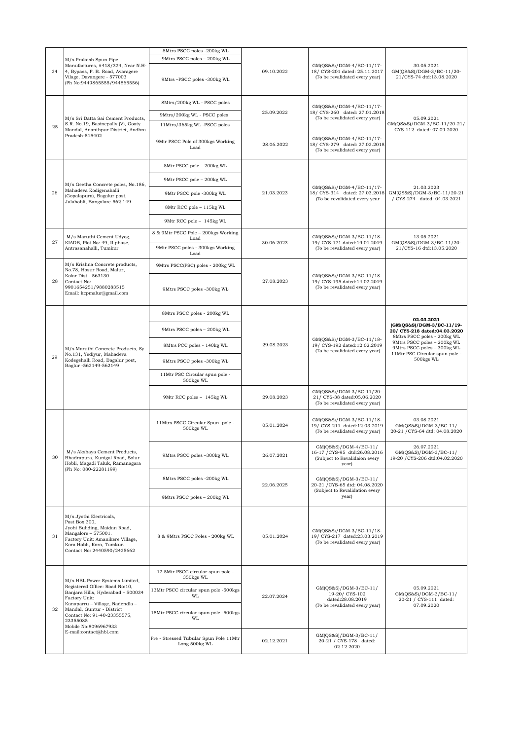| 24 | M/s Prakash Spun Pipe Manufactures, #418/324, Near N.H-4, Bypass, P. B. Road, Avaragere Vilage, Davangere - 577003 (Ph No:9449865555/944865556) | 8Mtrs PSCC poles -200kg WL<br>9Mtrs PSCC poles – 200kg WL<br>9Mtrs –PSCC poles -300kg WL | 09.10.2022 | GM(QS&S)/DGM-4/BC-11/17-18/ CYS-201 dated: 25.11.2017 (To be revalidated every year) | 30.05.2021 GM(QS&S)/DGM-3/BC-11/20-21/CYS-74 dtd:13.08.2020 |
|---|---|---|---|---|---|
| 25 | M/s Sri Datta Sai Cement Products, S.R. No.19, Basinepally (V), Gooty Mandal, Ananthpur District, Andhra Pradesh-515402 | 8Mtrs/200kg WL - PSCC poles<br>9Mtrs/200kg WL - PSCC poles<br>11Mtrs/365kg WL -PSCC poles | 25.09.2022 | GM(QS&S)/DGM-4/BC-11/17-18/ CYS-260 dated: 27.01.2018 (To be revalidated every year) | 05.09.2021 GM(QS&S)/DGM-3/BC-11/20-21/ CYS-112 dated: 07.09.2020 |
| | | 9Mtr PSCC Pole of 300kgs Working Load | 28.06.2022 | GM(QS&S)/DGM-4/BC-11/17-18/ CYS-279 dated: 27.02.2018 (To be revalidated every year) | |
| 26 | M/s Geetha Concrete poles, No.186, Mahadeva Kodigenahalli (Gopalapura), Bagalur post, Jalahobli, Bangalore-562 149 | 8Mtr PSCC pole – 200kg WL<br>9Mtr PSCC pole – 200kg WL<br>9Mtr PSCC pole -300kg WL<br>8Mtr RCC pole – 115kg WL<br>9Mtr RCC pole – 145kg WL | 21.03.2023 | GM(QS&S)/DGM-4/BC-11/17-18/ CYS-314 dated: 27.03.2018 (To be revalidated every year | 21.03.2023 GM(QS&S)/DGM-3/BC-11/20-21 / CYS-274 dated: 04.03.2021 |
| 27 | M/s Maruthi Cement Udyog, KIADB, Plot No: 49, II phase, Antrasanahalli, Tumkur | 8 & 9Mtr PSCC Pole – 200kgs Working Load<br>9Mtr PSCC poles - 300kgs Working Load | 30.06.2023 | GM(QS&S)/DGM-3/BC-11/18-19/ CYS-171 dated:19.01.2019 (To be revalidated every year) | 13.05.2021 GM(QS&S)/DGM-3/BC-11/20-21/CYS-16 dtd:13.05.2020 |
| 28 | M/s Krishna Concrete products, No.78, Hosur Road, Malur, Kolar Dist - 563130 Contact No: 9901654251/9880283515 Email: kcpmalur@gmail.com | 9Mtrs PSCC(PSC) poles - 200kg WL<br>9Mtrs PSCC poles -300kg WL | 27.08.2023 | GM(QS&S)/DGM-3/BC-11/18-19/ CYS-195 dated:14.02.2019 (To be revalidated every year) | |
| 29 | M/s Maruthi Concrete Products, Sy No.131, Yediyur, Mahadeva Kodegehalli Road, Bagalur post, Baglur -562149-562149 | 8Mtrs PSCC poles - 200kg WL<br>9Mtrs PSCC poles – 200kg WL<br>8Mtrs PCC poles - 140kg WL<br>9Mtrs PSCC poles -300kg WL<br>11Mtr PSC Circular spun pole - 500kgs WL | 29.08.2023 | GM(QS&S)/DGM-3/BC-11/18-19/ CYS-192 dated:12.02.2019 (To be revalidated every year) | **02.03.2021 (GM(QS&S)/DGM-3/BC-11/19-20/ CYS-218 dated:04.03.2020** 8Mtrs PSCC poles - 200kg WL 9Mtrs PSCC poles – 200kg WL 9Mtrs PSCC poles – 300kg WL 11Mtr PSC Circular spun pole - 500kgs WL |
| | | 9Mtr RCC poles – 145kg WL | 29.08.2023 | GM(QS&S)/DGM-3/BC-11/20-21/ CYS-38 dated:05.06.2020 (To be revalidated every year) | |
| 30 | M/s Akshaya Cement Products, Bhadrapura, Kunigal Road, Solur Hobli, Magadi Taluk, Ramanagara (Ph No: 080-22281199) | 11Mtrs PSCC Circular Spun pole - 500kgs WL | 05.01.2024 | GM(QS&S)/DGM-3/BC-11/18-19/ CYS-211 dated:12.03.2019 (To be revalidated every year) | 03.08.2021 GM(QS&S)/DGM-3/BC-11/ 20-21 /CYS-64 dtd: 04.08.2020 |
| | | 9Mtrs PSCC poles –300kg WL | 26.07.2021 | GM(QS&S)/DGM-4/BC-11/ 16-17 /CYS-95 dtd:26.08.2016 (Subject to Revalidaion every year) | 26.07.2021 GM(QS&S)/DGM-3/BC-11/ 19-20 /CYS-206 dtd:04.02.2020 |
| | | 8Mtrs PSCC poles -200kg WL<br>9Mtrs PSCC poles – 200kg WL | 22.06.2025 | GM(QS&S)/DGM-3/BC-11/ 20-21 /CYS-65 dtd: 04.08.2020 (Subject to Revalidation every year) | |
| 31 | M/s Jyothi Electricals, Post Box.300, Jyohi Buliding, Maidan Road, Mangalore – 575001. Factory Unit: Amanikere Village, Kora Hobli, Kora, Tumkur. Contact No: 2440590/2425662 | 8 & 9Mtrs PSCC Poles - 200kg WL | 05.01.2024 | GM(QS&S)/DGM-3/BC-11/18-19/ CYS-217 dated:23.03.2019 (To be revalidated every year) | |
| 32 | M/s HBL Power Systems Limited, Registered Office: Road No:10, Banjara Hills, Hyderabad – 500034 Factory Unit: Kanaparru – Village, Nadendla – Mandal, Guntur - District Contact No: 91-40-23355575, 23355085 Mobile No:8096967933 E-mail:contact@hbl.com | 12.5Mtr PSCC circular spun pole - 350kgs WL<br>13Mtr PSCC circular spun pole -500kgs WL<br>15Mtr PSCC circular spun pole -500kgs WL | 22.07.2024 | GM(QS&S)/DGM-3/BC-11/ 19-20/ CYS-102 dated:28.08.2019 (To be revalidated every year) | 05.09.2021 GM(QS&S)/DGM-3/BC-11/ 20-21 / CYS-111 dated: 07.09.2020 |
| | | Pre - Stressed Tubular Spun Pole 11Mtr Long 500kg WL | 02.12.2021 | GM(QS&S)/DGM-3/BC-11/ 20-21 / CYS-178 dated: 02.12.2020 | |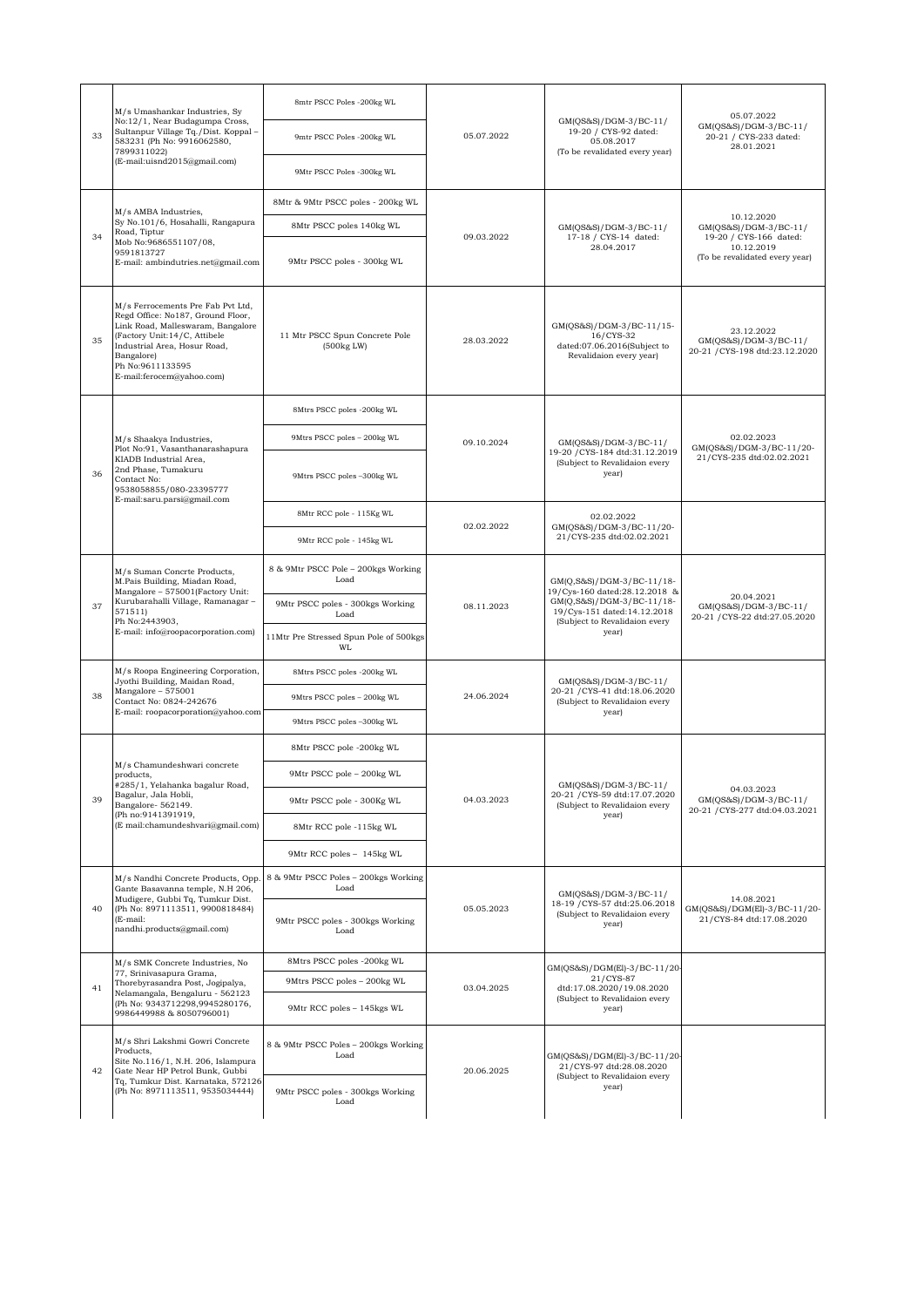| 33 | M/s Umashankar Industries, Sy No:12/1, Near Budagumpa Cross, Sultanpur Village Tq./Dist. Koppal – 583231 (Ph No: 9916062580, 7899311022) (E-mail:uisnd2015@gmail.com) | 8mtr PSCC Poles -200kg WL<br>9mtr PSCC Poles -200kg WL<br>9Mtr PSCC Poles -300kg WL | 05.07.2022 | GM(QS&S)/DGM-3/BC-11/ 19-20 / CYS-92 dated: 05.08.2017 (To be revalidated every year) | 05.07.2022 GM(QS&S)/DGM-3/BC-11/ 20-21 / CYS-233 dated: 28.01.2021 |
|---|---|---|---|---|---|
| 34 | M/s AMBA Industries, Sy No.101/6, Hosahalli, Rangapura Road, Tiptur Mob No:9686551107/08, 9591813727 E-mail: ambindutries.net@gmail.com | 8Mtr & 9Mtr PSCC poles - 200kg WL<br>8Mtr PSCC poles 140kg WL<br>9Mtr PSCC poles - 300kg WL | 09.03.2022 | GM(QS&S)/DGM-3/BC-11/ 17-18 / CYS-14 dated: 28.04.2017 | 10.12.2020 GM(QS&S)/DGM-3/BC-11/ 19-20 / CYS-166 dated: 10.12.2019 (To be revalidated every year) |
| 35 | M/s Ferrocements Pre Fab Pvt Ltd, Regd Office: No187, Ground Floor, Link Road, Malleswaram, Bangalore (Factory Unit:14/C, Attibele Industrial Area, Hosur Road, Bangalore) Ph No:9611133595 E-mail:ferocem@yahoo.com) | 11 Mtr PSCC Spun Concrete Pole (500kg LW) | 28.03.2022 | GM(QS&S)/DGM-3/BC-11/15-16/CYS-32 dated:07.06.2016(Subject to Revalidaion every year) | 23.12.2022 GM(QS&S)/DGM-3/BC-11/ 20-21 /CYS-198 dtd:23.12.2020 |
| 36 | M/s Shaakya Industries, Plot No:91, Vasanthanarashapura KIADB Industrial Area, 2nd Phase, Tumakuru Contact No: 9538058855/080-23395777 E-mail:saru.parsi@gmail.com | 8Mtrs PSCC poles -200kg WL<br>9Mtrs PSCC poles – 200kg WL<br>9Mtrs PSCC poles –300kg WL | 09.10.2024 | GM(QS&S)/DGM-3/BC-11/ 19-20 /CYS-184 dtd:31.12.2019 (Subject to Revalidaion every year) | 02.02.2023 GM(QS&S)/DGM-3/BC-11/20-21/CYS-235 dtd:02.02.2021 |
| | | 8Mtr RCC pole - 115Kg WL<br>9Mtr RCC pole - 145kg WL | 02.02.2022 | 02.02.2022 GM(QS&S)/DGM-3/BC-11/20-21/CYS-235 dtd:02.02.2021 | |
| 37 | M/s Suman Concrte Products, M.Pais Building, Miadan Road, Mangalore – 575001(Factory Unit: Kurubarahalli Village, Ramanagar – 571511) Ph No:2443903, E-mail: info@roopacorporation.com) | 8 & 9Mtr PSCC Pole – 200kgs Working Load<br>9Mtr PSCC poles - 300kgs Working Load<br>11Mtr Pre Stressed Spun Pole of 500kgs WL | 08.11.2023 | GM(Q,S&S)/DGM-3/BC-11/18-19/Cys-160 dated:28.12.2018 & GM(QS&S)/DGM-3/BC-11/18-19/Cys-151 dated:14.12.2018 (Subject to Revalidaion every year) | 20.04.2021 GM(QS&S)/DGM-3/BC-11/ 20-21 /CYS-22 dtd:27.05.2020 |
| 38 | M/s Roopa Engineering Corporation, Jyothi Building, Maidan Road, Mangalore – 575001 Contact No: 0824-242676 E-mail: roopacorporation@yahoo.com | 8Mtrs PSCC poles -200kg WL<br>9Mtrs PSCC poles – 200kg WL<br>9Mtrs PSCC poles –300kg WL | 24.06.2024 | GM(QS&S)/DGM-3/BC-11/ 20-21 /CYS-41 dtd:18.06.2020 (Subject to Revalidaion every year) | |
| 39 | M/s Chamundeshwari concrete products, #285/1, Yelahanka bagalur Road, Bagalur, Jala Hobli, Bangalore- 562149. (Ph no:9141391919, (E mail:chamundeshvari@gmail.com) | 8Mtr PSCC pole -200kg WL<br>9Mtr PSCC pole – 200kg WL<br>9Mtr PSCC pole - 300Kg WL<br>8Mtr RCC pole -115kg WL<br>9Mtr RCC poles – 145kg WL | 04.03.2023 | GM(QS&S)/DGM-3/BC-11/ 20-21 /CYS-59 dtd:17.07.2020 (Subject to Revalidaion every year) | 04.03.2023 GM(QS&S)/DGM-3/BC-11/ 20-21 /CYS-277 dtd:04.03.2021 |
| 40 | M/s Nandhi Concrete Products, Opp. Gante Basavanna temple, N.H 206, Mudigere, Gubbi Tq, Tumkur Dist. (Ph No: 8971113511, 9900818484) (E-mail: nandhi.products@gmail.com) | 8 & 9Mtr PSCC Poles – 200kgs Working Load<br>9Mtr PSCC poles - 300kgs Working Load | 05.05.2023 | GM(QS&S)/DGM-3/BC-11/ 18-19 /CYS-57 dtd:25.06.2018 (Subject to Revalidaion every year) | 14.08.2021 GM(QS&S)/DGM(El)-3/BC-11/20-21/CYS-84 dtd:17.08.2020 |
| 41 | M/s SMK Concrete Industries, No 77, Srinivasapura Grama, Thorebyrasandra Post, Jogipalya, Nelamangala, Bengaluru - 562123 (Ph No: 9343712298,9945280176, 9986449988 & 8050796001) | 8Mtrs PSCC poles -200kg WL<br>9Mtrs PSCC poles – 200kg WL<br>9Mtr RCC poles – 145kg WL | 03.04.2025 | GM(QS&S)/DGM(El)-3/BC-11/20-21/CYS-87 dtd:17.08.2020/19.08.2020 (Subject to Revalidaion every year) | |
| 42 | M/s Shri Lakshmi Gowri Concrete Products, Site No.116/1, N.H. 206, Islampura Gate Near HP Petrol Bunk, Gubbi Tq, Tumkur Dist. Karnataka, 572126 (Ph No: 8971113511, 9535034444) | 8 & 9Mtr PSCC Poles – 200kgs Working Load<br>9Mtr PSCC poles - 300kgs Working Load | 20.06.2025 | GM(QS&S)/DGM(El)-3/BC-11/20-21/CYS-97 dtd:28.08.2020 (Subject to Revalidaion every year) | |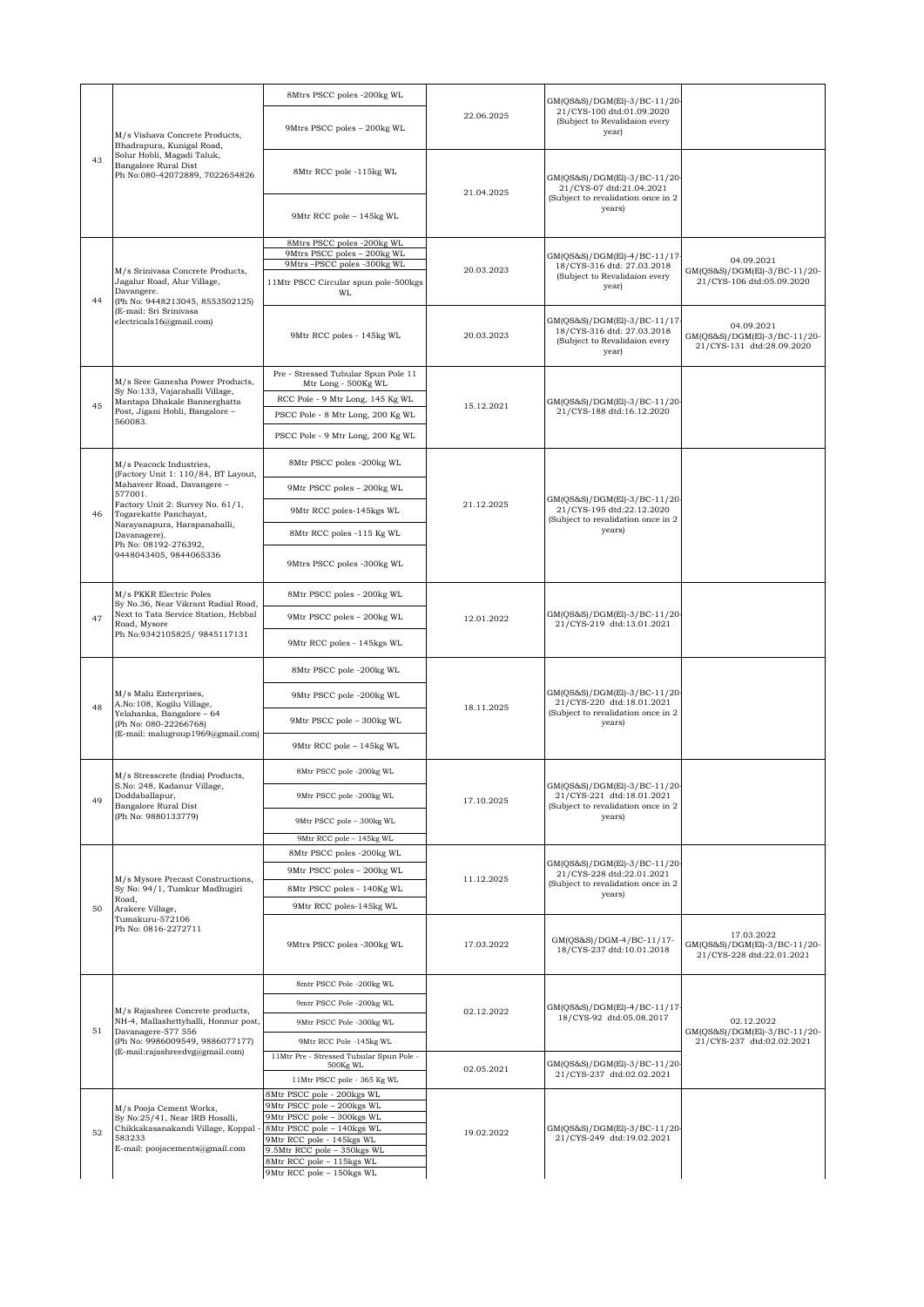| 43 | M/s Vishava Concrete Products, Bhadrapura, Kunigal Road, Solur Hobli, Magadi Taluk, Bangalore Rural Dist Ph No:080-42072889, 7022654826 | 8Mtrs PSCC poles -200kg WL<br>9Mtrs PSCC poles – 200kg WL | 22.06.2025 | GM(QS&S)/DGM(El)-3/BC-11/20-21/CYS-100 dtd:01.09.2020 (Subject to Revalidaion every year) | |
|---|---|---|---|---|---|
| | | 8Mtr RCC pole -115kg WL<br>9Mtr RCC pole – 145kg WL | 21.04.2025 | GM(QS&S)/DGM(El)-3/BC-11/20-21/CYS-07 dtd:21.04.2021 (Subject to revalidation once in 2 years) | |
| 44 | M/s Srinivasa Concrete Products, Jagalur Road, Alur Village, Davangere. (Ph No: 9448213045, 8553502125) (E-mail: Sri Srinivasa electricals16@gmail.com) | 8Mtrs PSCC poles -200kg WL<br>9Mtrs PSCC poles – 200kg WL<br>9Mtrs –PSCC poles -300kg WL<br>11Mtr PSCC Circular spun pole-500kgs WL | 20.03.2023 | GM(QS&S)/DGM(El)-4/BC-11/17-18/CYS-316 dtd: 27.03.2018 (Subject to Revalidaion every year) | 04.09.2021 GM(QS&S)/DGM(El)-3/BC-11/20-21/CYS-106 dtd:05.09.2020 |
| | | 9Mtr RCC poles - 145kg WL | 20.03.2023 | GM(QS&S)/DGM(El)-3/BC-11/17-18/CYS-316 dtd: 27.03.2018 (Subject to Revalidaion every year) | 04.09.2021 GM(QS&S)/DGM(El)-3/BC-11/20-21/CYS-131 dtd:28.09.2020 |
| 45 | M/s Sree Ganesha Power Products, Sy No:133, Vajarahalli Village, Mantapa Dhakale Bannerghatta Post, Jigani Hobli, Bangalore – 560083. | Pre - Stressed Tubular Spun Pole 11 Mtr Long - 500Kg WL<br>RCC Pole - 9 Mtr Long, 145 Kg WL<br>PSCC Pole - 8 Mtr Long, 200 Kg WL<br>PSCC Pole - 9 Mtr Long, 200 Kg WL | 15.12.2021 | GM(QS&S)/DGM(El)-3/BC-11/20-21/CYS-188 dtd:16.12.2020 | |
| 46 | M/s Peacock Industries, (Factory Unit 1: 110/84, BT Layout, Mahaveer Road, Davangere – 577001. Factory Unit 2: Survey No. 61/1, Togarekatte Panchayat, Narayanapura, Harapanahalli, Davanagere). Ph No: 08192-276392, 9448043405, 9844065336 | 8Mtr PSCC poles -200kg WL<br>9Mtr PSCC poles – 200kg WL<br>9Mtr RCC poles-145kgs WL<br>8Mtr RCC poles -115 Kg WL<br>9Mtrs PSCC poles -300kg WL | 21.12.2025 | GM(QS&S)/DGM(El)-3/BC-11/20-21/CYS-195 dtd:22.12.2020 (Subject to revalidation once in 2 years) | |
| 47 | M/s PKKR Electric Poles Sy No.36, Near Vikrant Radial Road, Next to Tata Service Station, Hebbal Road, Mysore Ph No:9342105825/ 9845117131 | 8Mtr PSCC poles - 200kg WL<br>9Mtr PSCC poles – 200kg WL<br>9Mtr RCC poles - 145kgs WL | 12.01.2022 | GM(QS&S)/DGM(El)-3/BC-11/20-21/CYS-219 dtd:13.01.2021 | |
| 48 | M/s Malu Enterprises, A.No:108, Kogilu Village, Yelahanka, Bangalore – 64 (Ph No: 080-22266768) (E-mail: malugroup1969@gmail.com) | 8Mtr PSCC pole -200kg WL<br>9Mtr PSCC pole -200kg WL<br>9Mtr PSCC pole – 300kg WL<br>9Mtr RCC pole – 145kg WL | 18.11.2025 | GM(QS&S)/DGM(El)-3/BC-11/20-21/CYS-220 dtd:18.01.2021 (Subject to revalidation once in 2 years) | |
| 49 | M/s Stresscrete (India) Products, S.No: 248, Kadanur Village, Doddaballapur, Bangalore Rural Dist (Ph No: 9880133779) | 8Mtr PSCC pole -200kg WL<br>9Mtr PSCC pole -200kg WL<br>9Mtr PSCC pole – 300kg WL<br>9Mtr RCC pole – 145kg WL | 17.10.2025 | GM(QS&S)/DGM(El)-3/BC-11/20-21/CYS-221 dtd:18.01.2021 (Subject to revalidation once in 2 years) | |
| 50 | M/s Mysore Precast Constructions, Sy No: 94/1, Tumkur Madhugiri Road, Arakere Village, Tumakuru-572106 Ph No: 0816-2272711 | 8Mtr PSCC poles -200kg WL<br>9Mtr PSCC poles – 200kg WL<br>8Mtr PSCC poles - 140Kg WL<br>9Mtr RCC poles-145kg WL | 11.12.2025 | GM(QS&S)/DGM(El)-3/BC-11/20-21/CYS-228 dtd:22.01.2021 (Subject to revalidation once in 2 years) | |
| | | 9Mtrs PSCC poles -300kg WL | 17.03.2022 | GM(QS&S)/DGM-4/BC-11/17-18/CYS-237 dtd:10.01.2018 | 17.03.2022 GM(QS&S)/DGM(El)-3/BC-11/20-21/CYS-228 dtd:22.01.2021 |
| 51 | M/s Rajashree Concrete products, NH-4, Mallashettyhalli, Honnur post, Davanagere-577 556 (Ph No: 9986009549, 9886077177) (E-mail:rajashreedvg@gmail.com) | 8mtr PSCC Pole -200kg WL<br>9mtr PSCC Pole -200kg WL<br>9Mtr PSCC Pole -300kg WL<br>9Mtr RCC Pole -145kg WL | 02.12.2022 | GM(QS&S)/DGM(El)-4/BC-11/17-18/CYS-92 dtd:05.08.2017 | 02.12.2022 GM(QS&S)/DGM(El)-3/BC-11/20-21/CYS-237 dtd:02.02.2021 |
| | | 11Mtr Pre - Stressed Tubular Spun Pole - 500Kg WL<br>11Mtr PSCC pole - 365 Kg WL | 02.05.2021 | GM(QS&S)/DGM(El)-3/BC-11/20-21/CYS-237 dtd:02.02.2021 | |
| 52 | M/s Pooja Cement Works, Sy No:25/41, Near IRB Hosalli, Chikkakasanakandi Village, Koppal - 583233 E-mail: poojacements@gmail.com | 8Mtr PSCC pole - 200kgs WL<br>9Mtr PSCC pole – 200kgs WL<br>9Mtr PSCC pole – 300kgs WL<br>8Mtr PSCC pole – 140kgs WL<br>9Mtr RCC pole - 145kgs WL<br>9.5Mtr RCC pole – 350kgs WL<br>8Mtr RCC pole – 115kgs WL<br>9Mtr RCC pole – 150kgs WL | 19.02.2022 | GM(QS&S)/DGM(El)-3/BC-11/20-21/CYS-249 dtd:19.02.2021 | |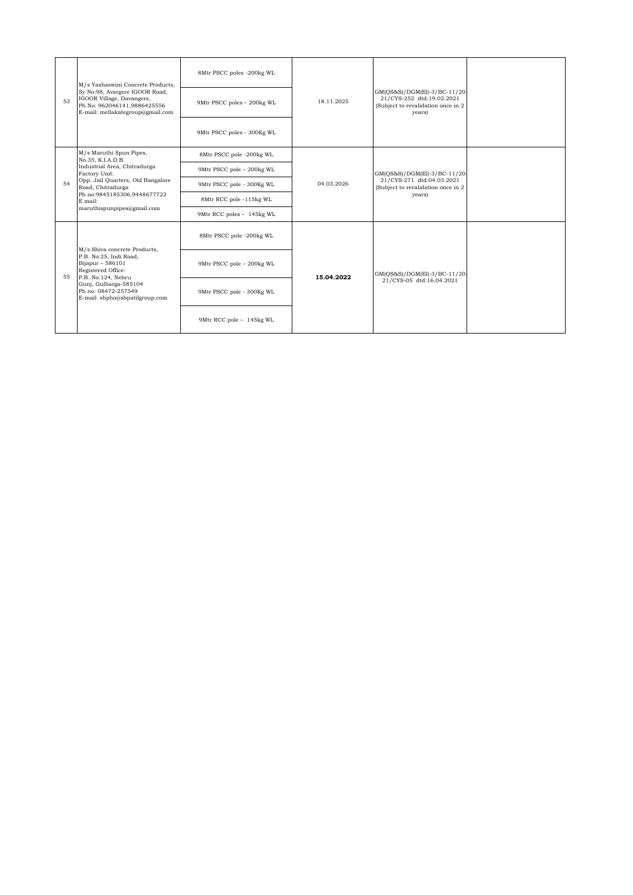| | | | | | |
|---|---|---|---|---|---|
| 53 | M/s Yashaswini Concrete Products, Sy No:98, Avargere IGOOR Road, IGOOR Village, Davangere, Ph No: 962046141,9886425556 E-mail: mellakategroup@gmail.com | 8Mtr PSCC poles -200kg WL | 18.11.2025 | GM(QS&S)/DGM(El)-3/BC-11/20-21/CYS-252 dtd:19.02.2021 (Subject to revalidation once in 2 years) | |
| | | 9Mtr PSCC poles – 200kg WL | | | |
| | | 9Mtr PSCC poles - 300Kg WL | | | |
| 54 | M/s Maruthi Spun Pipes, No.35, K.I.A.D.B. Industrial Area, Chitradurga Factory Unit: Opp. Jail Quarters, Old Bangalore Road, Chitradurga Ph no:9845185306,9448677722 E mail: maruthispunpipes@gmail.com | 8Mtr PSCC pole -200kg WL | 04.03.2026 | GM(QS&S)/DGM(El)-3/BC-11/20-21/CYS-271 dtd:04.03.2021 (Subject to revalidation once in 2 years) | |
| | | 9Mtr PSCC pole – 200kg WL | | | |
| | | 9Mtr PSCC pole - 300Kg WL | | | |
| | | 8Mtr RCC pole -115kg WL | | | |
| | | 9Mtr RCC poles – 145kg WL | | | |
| 55 | M/s Shiva concrete Products, P.B. No:25, Indi Road, Bijapur – 586101 Registered Office: P.B. No:124, Nehru Gunj, Gulbarga-585104 Ph no: 08472-257549 E-mail: sbpho@sbpatilgroup.com | 8Mtr PSCC pole -200kg WL | **15.04.2022** | GM(QS&S)/DGM(El)-3/BC-11/20-21/CYS-05 dtd:16.04.2021 | |
| | | 9Mtr PSCC pole – 200kg WL | | | |
| | | 9Mtr PSCC pole - 300Kg WL | | | |
| | | 9Mtr RCC pole – 145kg WL | | | |